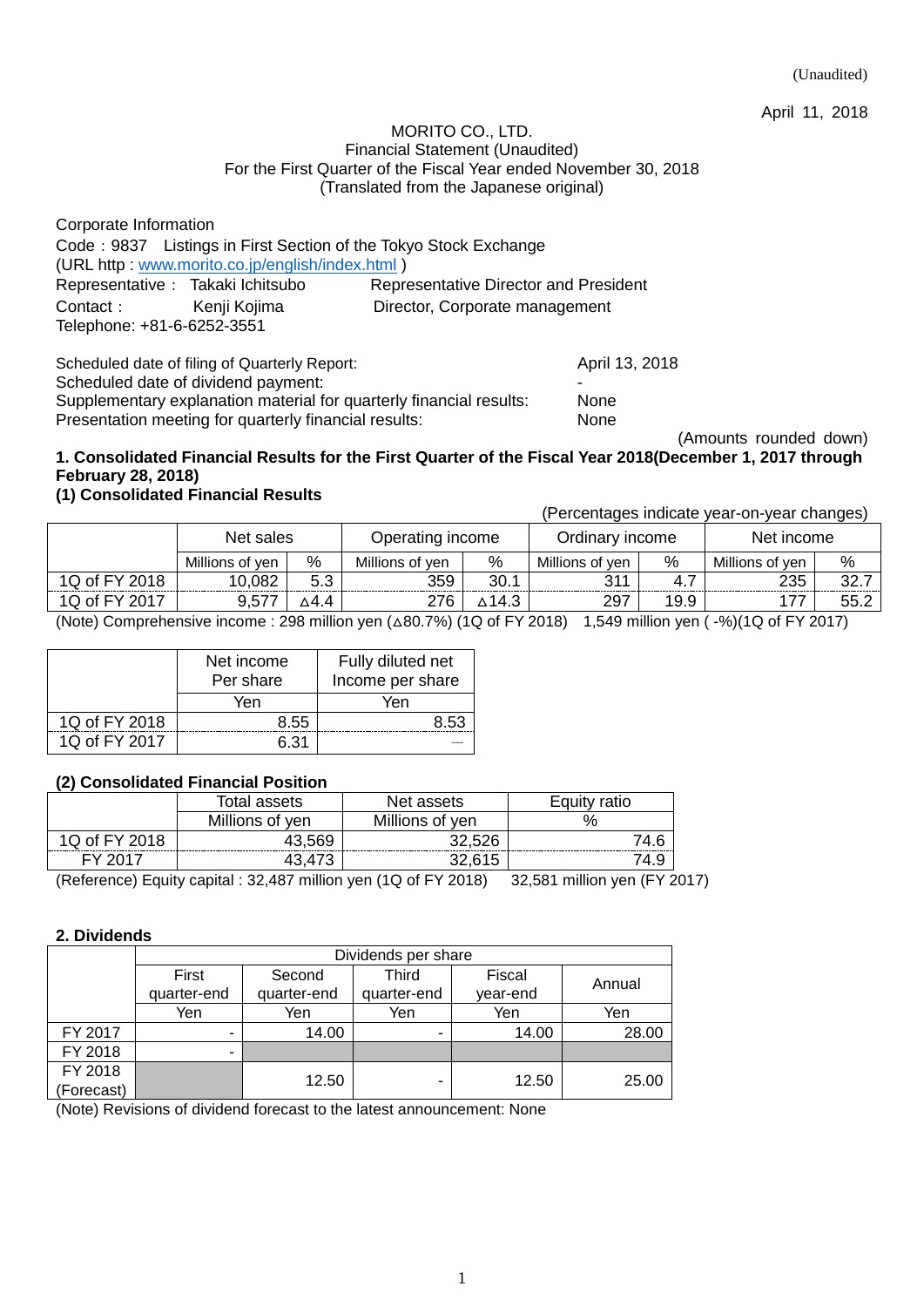(Unaudited)

April 11, 2018

MORITO CO., LTD.
Financial Statement (Unaudited)
For the First Quarter of the Fiscal Year ended November 30, 2018
(Translated from the Japanese original)

Corporate Information
Code：9837　Listings in First Section of the Tokyo Stock Exchange
(URL http : www.morito.co.jp/english/index.html )
Representative：Takaki Ichitsubo　Representative Director and President
Contact：Kenji Kojima　Director, Corporate management
Telephone: +81-6-6252-3551

| | |
|---|---|
| Scheduled date of filing of Quarterly Report: | April 13, 2018 |
| Scheduled date of dividend payment: | - |
| Supplementary explanation material for quarterly financial results: | None |
| Presentation meeting for quarterly financial results: | None |

(Amounts rounded down)

## 1. Consolidated Financial Results for the First Quarter of the Fiscal Year 2018(December 1, 2017 through February 28, 2018)

### (1) Consolidated Financial Results

(Percentages indicate year-on-year changes)

| | Net sales | | Operating income | | Ordinary income | | Net income | |
|---|---|---|---|---|---|---|---|---|
| | Millions of yen | % | Millions of yen | % | Millions of yen | % | Millions of yen | % |
| 1Q of FY 2018 | 10,082 | 5.3 | 359 | 30.1 | 311 | 4.7 | 235 | 32.7 |
| 1Q of FY 2017 | 9,577 | △4.4 | 276 | △14.3 | 297 | 19.9 | 177 | 55.2 |

(Note) Comprehensive income : 298 million yen (△80.7%) (1Q of FY 2018)　1,549 million yen ( -%)(1Q of FY 2017)

| | Net income Per share | Fully diluted net Income per share |
|---|---|---|
| | Yen | Yen |
| 1Q of FY 2018 | 8.55 | 8.53 |
| 1Q of FY 2017 | 6.31 | — |

### (2) Consolidated Financial Position

| | Total assets | Net assets | Equity ratio |
|---|---|---|---|
| | Millions of yen | Millions of yen | % |
| 1Q of FY 2018 | 43,569 | 32,526 | 74.6 |
| FY 2017 | 43,473 | 32,615 | 74.9 |

(Reference) Equity capital : 32,487 million yen (1Q of FY 2018)　32,581 million yen (FY 2017)

## 2. Dividends

| | Dividends per share | | | | |
|---|---|---|---|---|---|
| | First quarter-end | Second quarter-end | Third quarter-end | Fiscal year-end | Annual |
| | Yen | Yen | Yen | Yen | Yen |
| FY 2017 | - | 14.00 | - | 14.00 | 28.00 |
| FY 2018 | - | | | | |
| FY 2018 (Forecast) | | 12.50 | - | 12.50 | 25.00 |

(Note) Revisions of dividend forecast to the latest announcement: None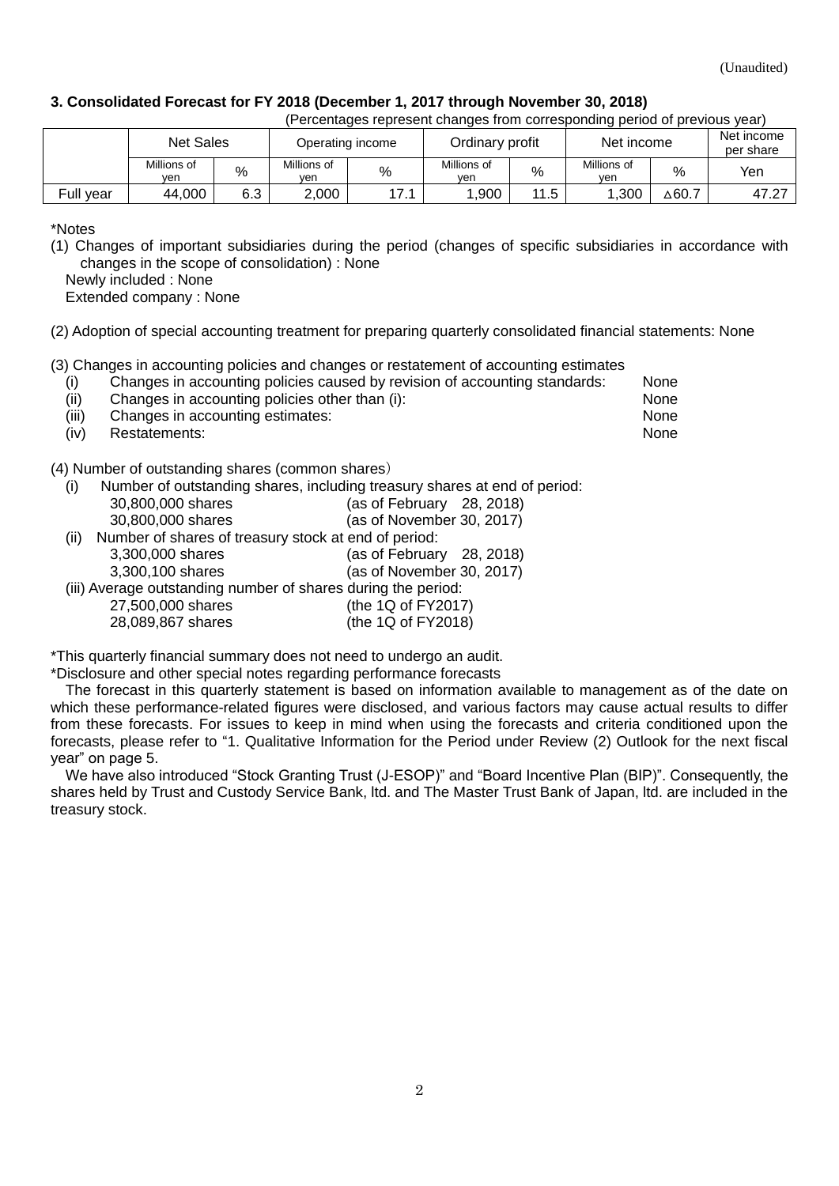(Unaudited)

### 3. Consolidated Forecast for FY 2018 (December 1, 2017 through November 30, 2018)

(Percentages represent changes from corresponding period of previous year)

| | Net Sales | | Operating income | | Ordinary profit | | Net income | | Net income per share |
|---|---|---|---|---|---|---|---|---|---|
| | Millions of yen | % | Millions of yen | % | Millions of yen | % | Millions of yen | % | Yen |
| Full year | 44,000 | 6.3 | 2,000 | 17.1 | 1,900 | 11.5 | 1,300 | △60.7 | 47.27 |

\*Notes

(1) Changes of important subsidiaries during the period (changes of specific subsidiaries in accordance with changes in the scope of consolidation) : None
Newly included : None
Extended company : None

(2) Adoption of special accounting treatment for preparing quarterly consolidated financial statements: None

(3) Changes in accounting policies and changes or restatement of accounting estimates

| | | |
|---|---|---|
| (i) | Changes in accounting policies caused by revision of accounting standards: | None |
| (ii) | Changes in accounting policies other than (i): | None |
| (iii) | Changes in accounting estimates: | None |
| (iv) | Restatements: | None |

(4) Number of outstanding shares (common shares)

(i) Number of outstanding shares, including treasury shares at end of period:
30,800,000 shares (as of February 28, 2018)
30,800,000 shares (as of November 30, 2017)

(ii) Number of shares of treasury stock at end of period:
3,300,000 shares (as of February 28, 2018)
3,300,100 shares (as of November 30, 2017)

(iii) Average outstanding number of shares during the period:
27,500,000 shares (the 1Q of FY2017)
28,089,867 shares (the 1Q of FY2018)

\*This quarterly financial summary does not need to undergo an audit.

\*Disclosure and other special notes regarding performance forecasts

The forecast in this quarterly statement is based on information available to management as of the date on which these performance-related figures were disclosed, and various factors may cause actual results to differ from these forecasts. For issues to keep in mind when using the forecasts and criteria conditioned upon the forecasts, please refer to "1. Qualitative Information for the Period under Review (2) Outlook for the next fiscal year" on page 5.

We have also introduced "Stock Granting Trust (J-ESOP)" and "Board Incentive Plan (BIP)". Consequently, the shares held by Trust and Custody Service Bank, ltd. and The Master Trust Bank of Japan, ltd. are included in the treasury stock.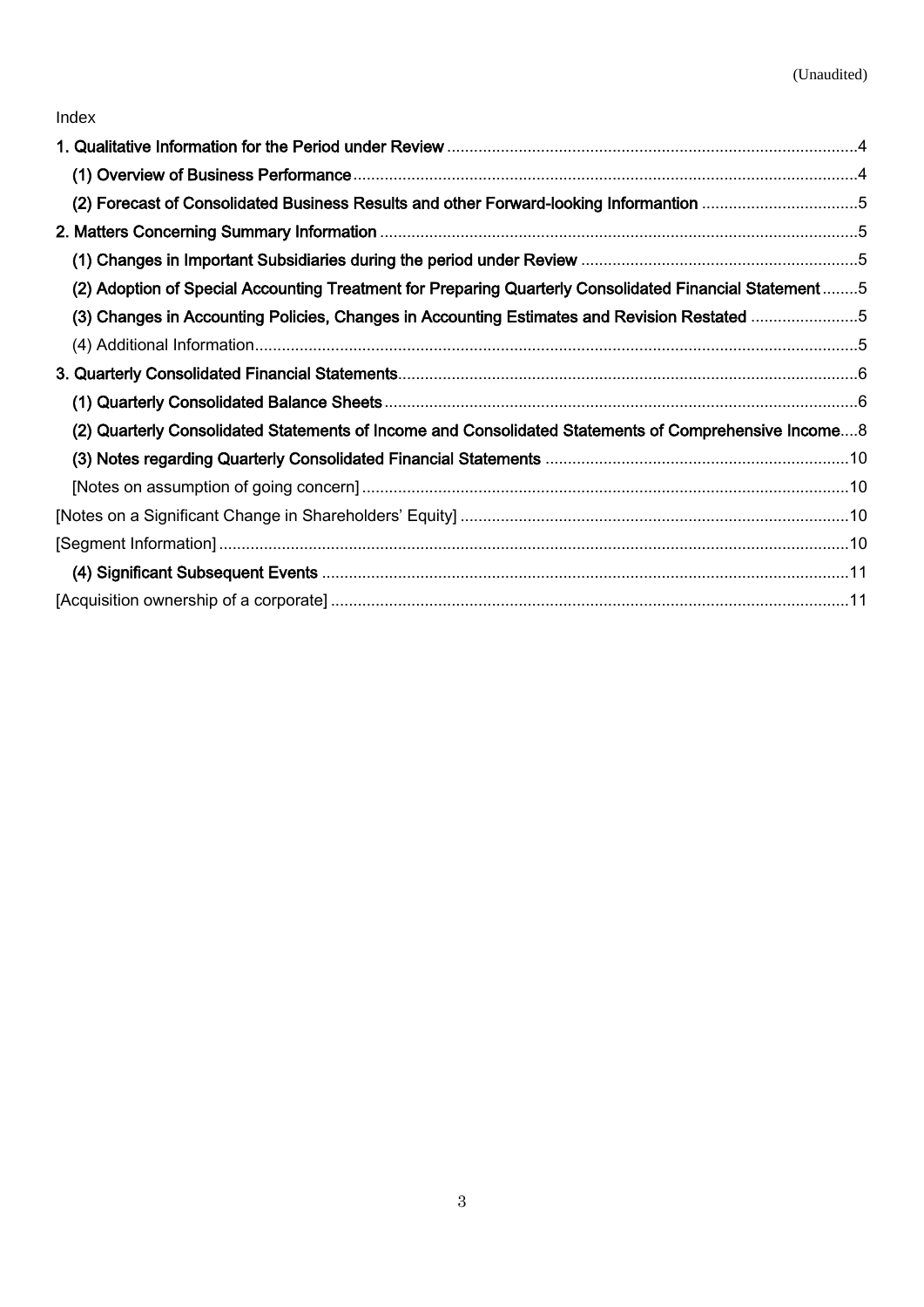(Unaudited)

Index

**1. Qualitative Information for the Period under Review** ....................4

**(1) Overview of Business Performance** ....................4

**(2) Forecast of Consolidated Business Results and other Forward-looking Informantion** ....................5

**2. Matters Concerning Summary Information** ....................5

**(1) Changes in Important Subsidiaries during the period under Review** ....................5

**(2) Adoption of Special Accounting Treatment for Preparing Quarterly Consolidated Financial Statement** ....................5

**(3) Changes in Accounting Policies, Changes in Accounting Estimates and Revision Restated** ....................5

(4) Additional Information....................5

**3. Quarterly Consolidated Financial Statements**....................6

**(1) Quarterly Consolidated Balance Sheets**....................6

**(2) Quarterly Consolidated Statements of Income and Consolidated Statements of Comprehensive Income**....................8

**(3) Notes regarding Quarterly Consolidated Financial Statements** ....................10

[Notes on assumption of going concern] ....................10

[Notes on a Significant Change in Shareholders' Equity] ....................10

[Segment Information] ....................10

**(4) Significant Subsequent Events** ....................11

[Acquisition ownership of a corporate] ....................11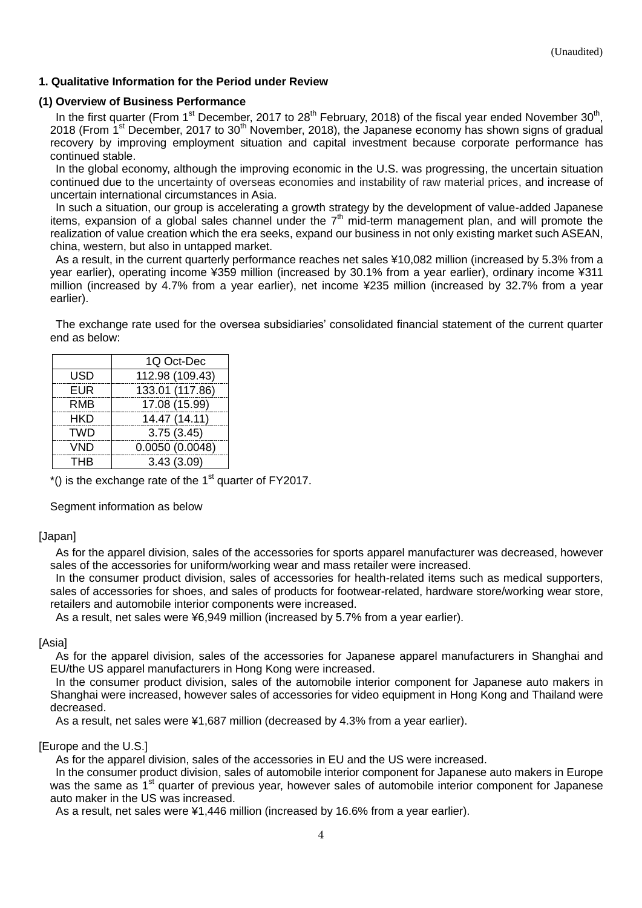(Unaudited)

### 1. Qualitative Information for the Period under Review

#### (1) Overview of Business Performance

In the first quarter (From 1st December, 2017 to 28th February, 2018) of the fiscal year ended November 30th, 2018 (From 1st December, 2017 to 30th November, 2018), the Japanese economy has shown signs of gradual recovery by improving employment situation and capital investment because corporate performance has continued stable.

In the global economy, although the improving economic in the U.S. was progressing, the uncertain situation continued due to the uncertainty of overseas economies and instability of raw material prices, and increase of uncertain international circumstances in Asia.

In such a situation, our group is accelerating a growth strategy by the development of value-added Japanese items, expansion of a global sales channel under the 7th mid-term management plan, and will promote the realization of value creation which the era seeks, expand our business in not only existing market such ASEAN, china, western, but also in untapped market.

As a result, in the current quarterly performance reaches net sales ¥10,082 million (increased by 5.3% from a year earlier), operating income ¥359 million (increased by 30.1% from a year earlier), ordinary income ¥311 million (increased by 4.7% from a year earlier), net income ¥235 million (increased by 32.7% from a year earlier).

The exchange rate used for the oversea subsidiaries' consolidated financial statement of the current quarter end as below:

| | 1Q Oct-Dec |
|---|---|
| USD | 112.98 (109.43) |
| EUR | 133.01 (117.86) |
| RMB | 17.08 (15.99) |
| HKD | 14.47 (14.11) |
| TWD | 3.75 (3.45) |
| VND | 0.0050 (0.0048) |
| THB | 3.43 (3.09) |

*() is the exchange rate of the 1st quarter of FY2017.

Segment information as below

[Japan]

As for the apparel division, sales of the accessories for sports apparel manufacturer was decreased, however sales of the accessories for uniform/working wear and mass retailer were increased.

In the consumer product division, sales of accessories for health-related items such as medical supporters, sales of accessories for shoes, and sales of products for footwear-related, hardware store/working wear store, retailers and automobile interior components were increased.

As a result, net sales were ¥6,949 million (increased by 5.7% from a year earlier).

[Asia]

As for the apparel division, sales of the accessories for Japanese apparel manufacturers in Shanghai and EU/the US apparel manufacturers in Hong Kong were increased.

In the consumer product division, sales of the automobile interior component for Japanese auto makers in Shanghai were increased, however sales of accessories for video equipment in Hong Kong and Thailand were decreased.

As a result, net sales were ¥1,687 million (decreased by 4.3% from a year earlier).

[Europe and the U.S.]

As for the apparel division, sales of the accessories in EU and the US were increased.

In the consumer product division, sales of automobile interior component for Japanese auto makers in Europe was the same as 1st quarter of previous year, however sales of automobile interior component for Japanese auto maker in the US was increased.

As a result, net sales were ¥1,446 million (increased by 16.6% from a year earlier).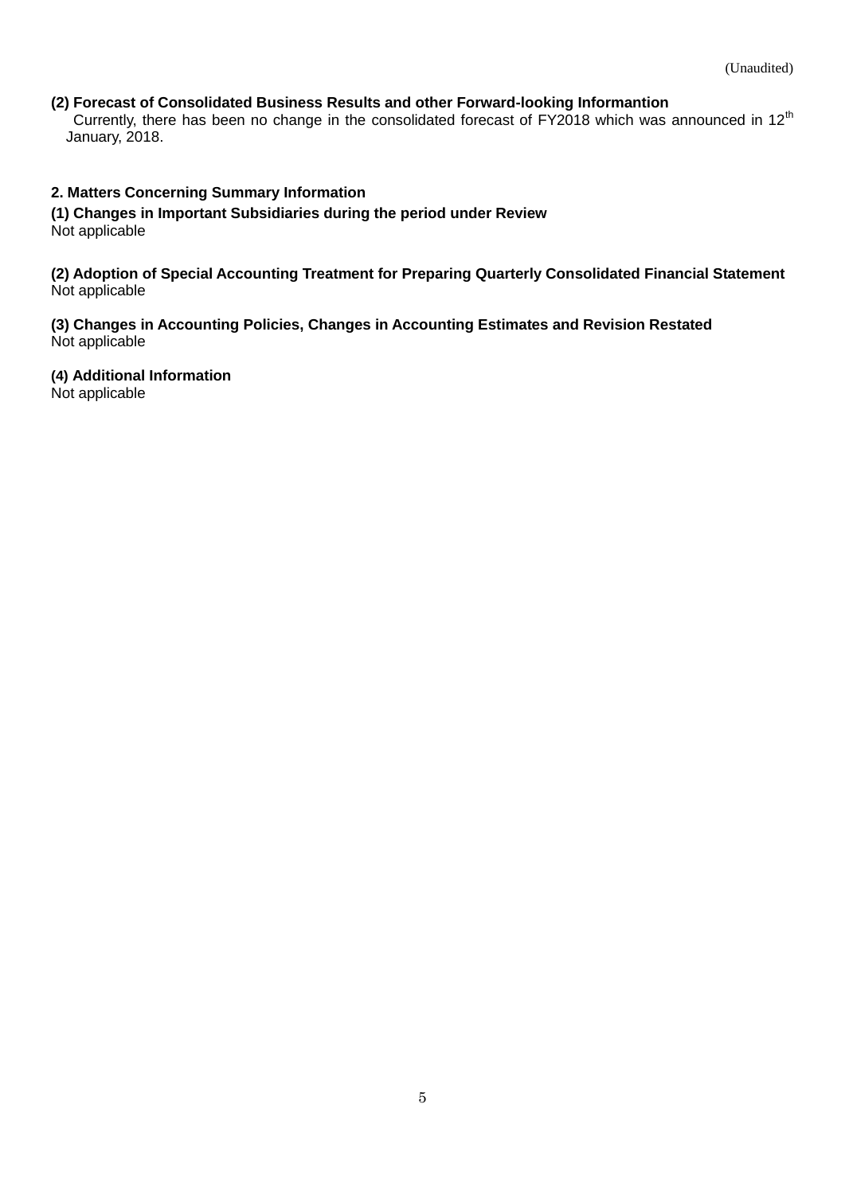(Unaudited)

**(2) Forecast of Consolidated Business Results and other Forward-looking Informantion**

Currently, there has been no change in the consolidated forecast of FY2018 which was announced in 12th January, 2018.

## 2. Matters Concerning Summary Information

**(1) Changes in Important Subsidiaries during the period under Review**

Not applicable

**(2) Adoption of Special Accounting Treatment for Preparing Quarterly Consolidated Financial Statement**

Not applicable

**(3) Changes in Accounting Policies, Changes in Accounting Estimates and Revision Restated**

Not applicable

**(4) Additional Information**

Not applicable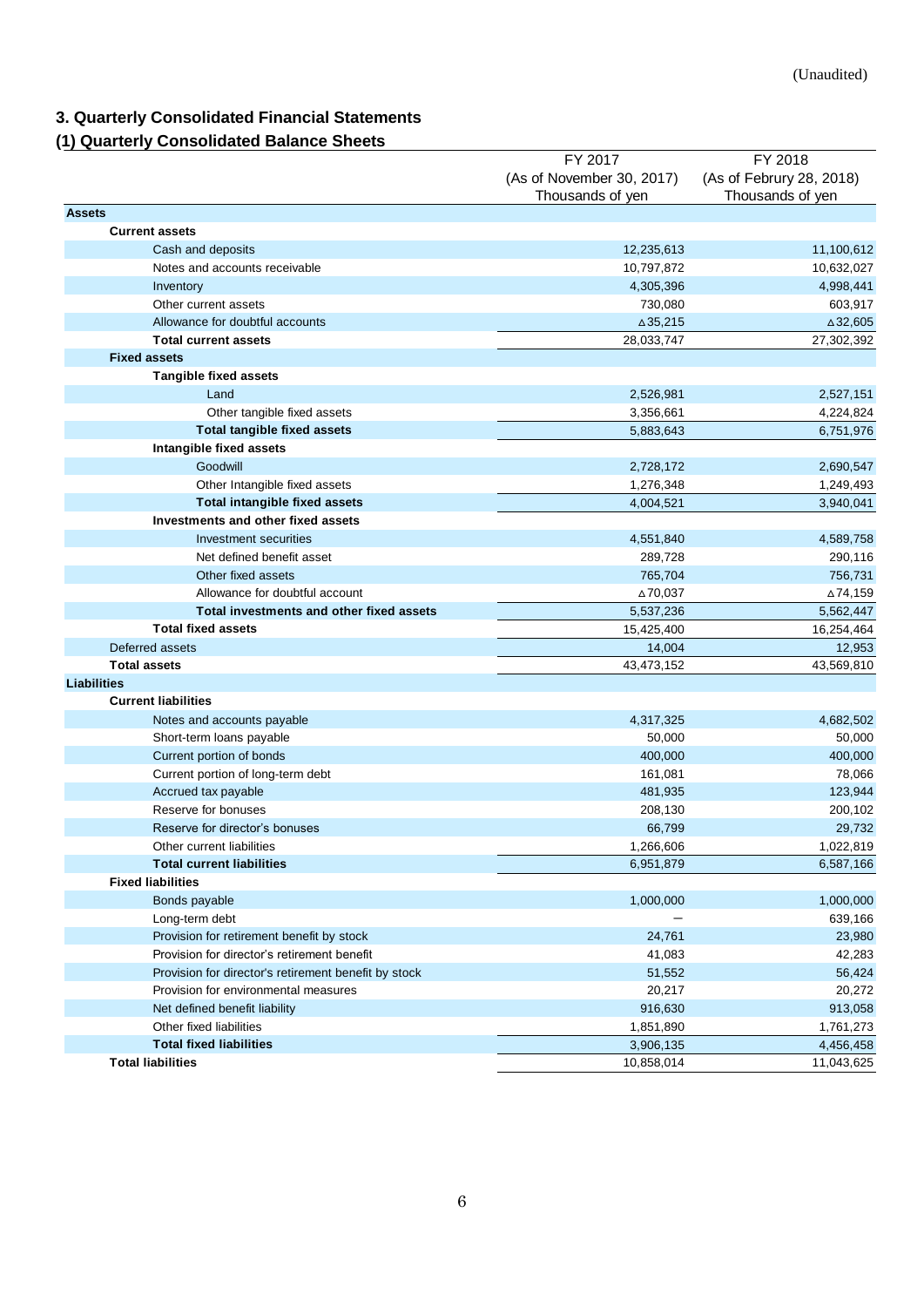(Unaudited)

## 3. Quarterly Consolidated Financial Statements

### (1) Quarterly Consolidated Balance Sheets

| | FY 2017 (As of November 30, 2017) Thousands of yen | FY 2018 (As of Februry 28, 2018) Thousands of yen |
|---|---|---|
| **Assets** | | |
| **Current assets** | | |
| Cash and deposits | 12,235,613 | 11,100,612 |
| Notes and accounts receivable | 10,797,872 | 10,632,027 |
| Inventory | 4,305,396 | 4,998,441 |
| Other current assets | 730,080 | 603,917 |
| Allowance for doubtful accounts | △35,215 | △32,605 |
| **Total current assets** | 28,033,747 | 27,302,392 |
| **Fixed assets** | | |
| **Tangible fixed assets** | | |
| Land | 2,526,981 | 2,527,151 |
| Other tangible fixed assets | 3,356,661 | 4,224,824 |
| **Total tangible fixed assets** | 5,883,643 | 6,751,976 |
| **Intangible fixed assets** | | |
| Goodwill | 2,728,172 | 2,690,547 |
| Other Intangible fixed assets | 1,276,348 | 1,249,493 |
| **Total intangible fixed assets** | 4,004,521 | 3,940,041 |
| **Investments and other fixed assets** | | |
| Investment securities | 4,551,840 | 4,589,758 |
| Net defined benefit asset | 289,728 | 290,116 |
| Other fixed assets | 765,704 | 756,731 |
| Allowance for doubtful account | △70,037 | △74,159 |
| **Total investments and other fixed assets** | 5,537,236 | 5,562,447 |
| **Total fixed assets** | 15,425,400 | 16,254,464 |
| Deferred assets | 14,004 | 12,953 |
| **Total assets** | 43,473,152 | 43,569,810 |
| **Liabilities** | | |
| **Current liabilities** | | |
| Notes and accounts payable | 4,317,325 | 4,682,502 |
| Short-term loans payable | 50,000 | 50,000 |
| Current portion of bonds | 400,000 | 400,000 |
| Current portion of long-term debt | 161,081 | 78,066 |
| Accrued tax payable | 481,935 | 123,944 |
| Reserve for bonuses | 208,130 | 200,102 |
| Reserve for director's bonuses | 66,799 | 29,732 |
| Other current liabilities | 1,266,606 | 1,022,819 |
| **Total current liabilities** | 6,951,879 | 6,587,166 |
| **Fixed liabilities** | | |
| Bonds payable | 1,000,000 | 1,000,000 |
| Long-term debt | － | 639,166 |
| Provision for retirement benefit by stock | 24,761 | 23,980 |
| Provision for director's retirement benefit | 41,083 | 42,283 |
| Provision for director's retirement benefit by stock | 51,552 | 56,424 |
| Provision for environmental measures | 20,217 | 20,272 |
| Net defined benefit liability | 916,630 | 913,058 |
| Other fixed liabilities | 1,851,890 | 1,761,273 |
| **Total fixed liabilities** | 3,906,135 | 4,456,458 |
| **Total liabilities** | 10,858,014 | 11,043,625 |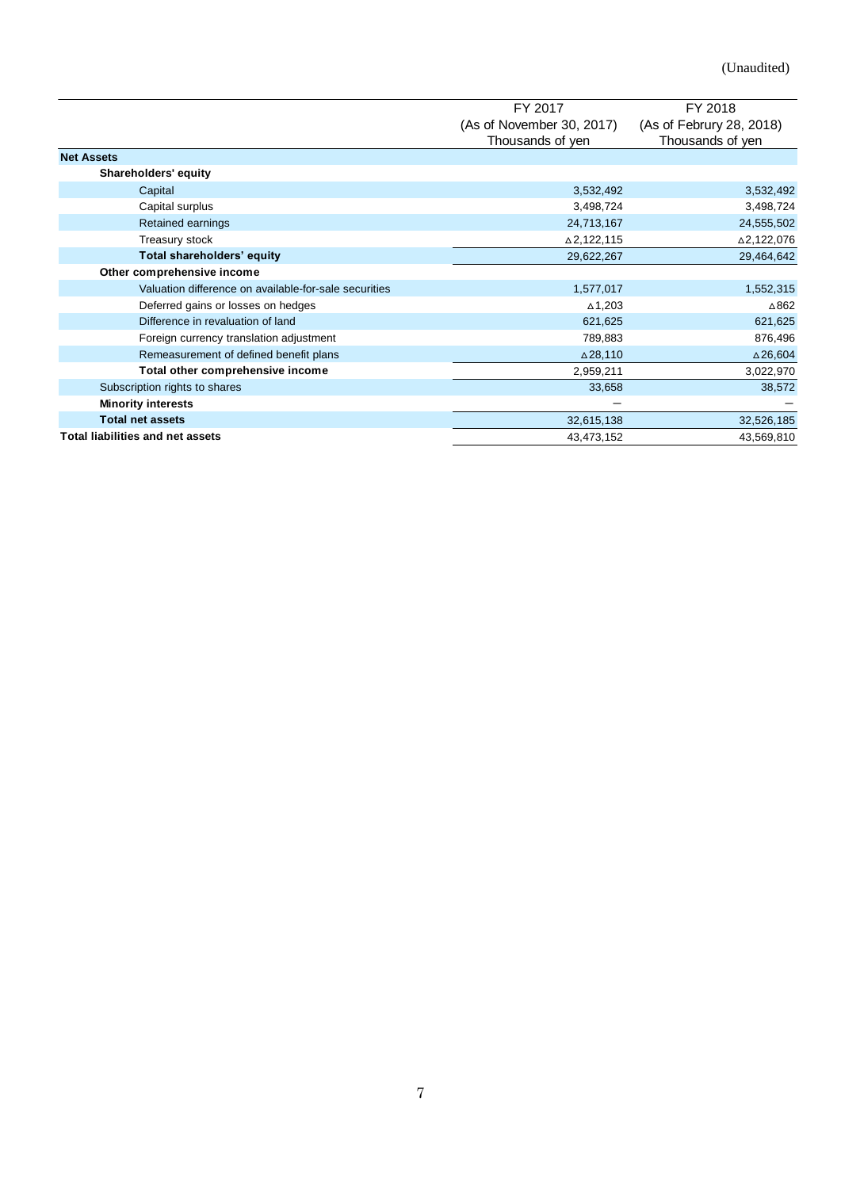(Unaudited)

| | FY 2017<br>(As of November 30, 2017)<br>Thousands of yen | FY 2018<br>(As of Februry 28, 2018)<br>Thousands of yen |
|---|---|---|
| **Net Assets** | | |
| **Shareholders' equity** | | |
| Capital | 3,532,492 | 3,532,492 |
| Capital surplus | 3,498,724 | 3,498,724 |
| Retained earnings | 24,713,167 | 24,555,502 |
| Treasury stock | △2,122,115 | △2,122,076 |
| **Total shareholders' equity** | 29,622,267 | 29,464,642 |
| **Other comprehensive income** | | |
| Valuation difference on available-for-sale securities | 1,577,017 | 1,552,315 |
| Deferred gains or losses on hedges | △1,203 | △862 |
| Difference in revaluation of land | 621,625 | 621,625 |
| Foreign currency translation adjustment | 789,883 | 876,496 |
| Remeasurement of defined benefit plans | △28,110 | △26,604 |
| **Total other comprehensive income** | 2,959,211 | 3,022,970 |
| Subscription rights to shares | 33,658 | 38,572 |
| **Minority interests** | — | — |
| **Total net assets** | 32,615,138 | 32,526,185 |
| **Total liabilities and net assets** | 43,473,152 | 43,569,810 |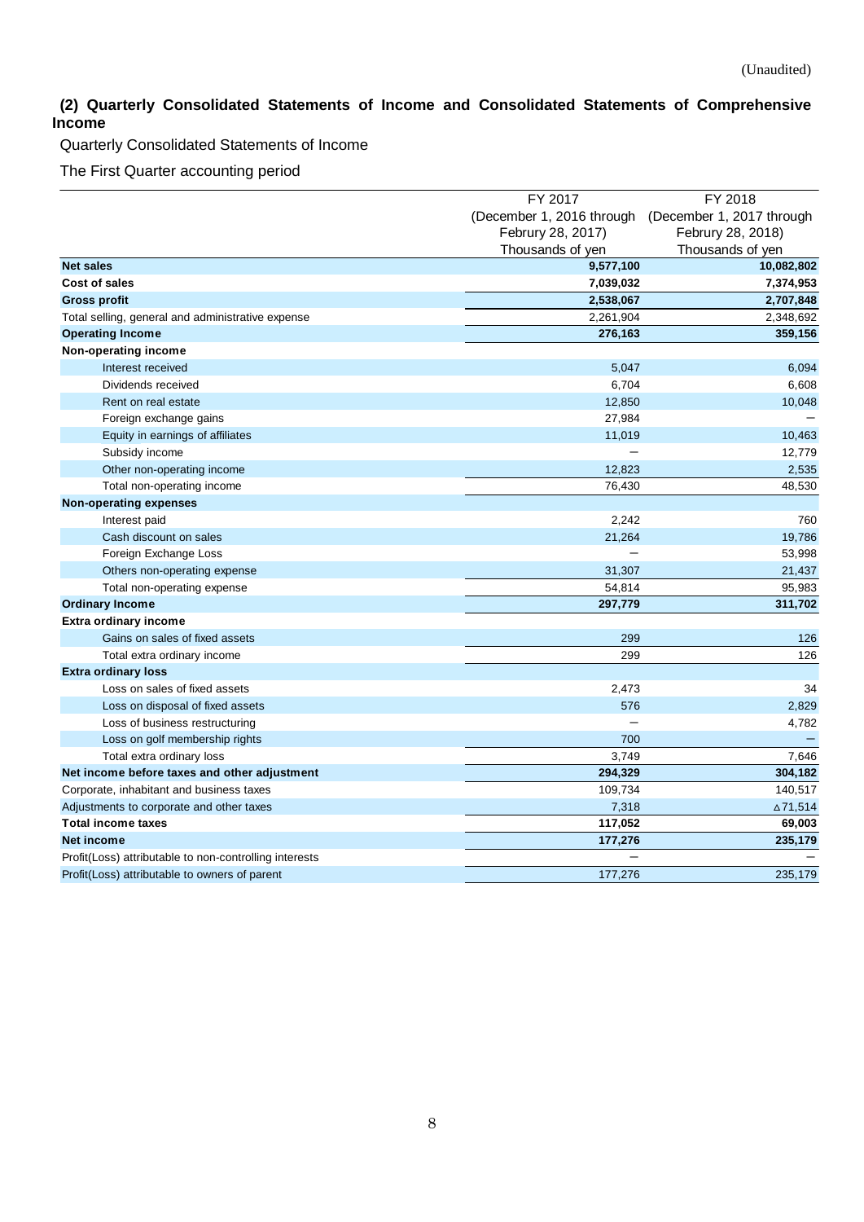(Unaudited)

## (2) Quarterly Consolidated Statements of Income and Consolidated Statements of Comprehensive Income

Quarterly Consolidated Statements of Income

The First Quarter accounting period

| | FY 2017 (December 1, 2016 through Februry 28, 2017) Thousands of yen | FY 2018 (December 1, 2017 through Februry 28, 2018) Thousands of yen |
|---|---|---|
| **Net sales** | **9,577,100** | **10,082,802** |
| **Cost of sales** | **7,039,032** | **7,374,953** |
| **Gross profit** | **2,538,067** | **2,707,848** |
| Total selling, general and administrative expense | 2,261,904 | 2,348,692 |
| **Operating Income** | **276,163** | **359,156** |
| **Non-operating income** | | |
| Interest received | 5,047 | 6,094 |
| Dividends received | 6,704 | 6,608 |
| Rent on real estate | 12,850 | 10,048 |
| Foreign exchange gains | 27,984 | — |
| Equity in earnings of affiliates | 11,019 | 10,463 |
| Subsidy income | — | 12,779 |
| Other non-operating income | 12,823 | 2,535 |
| Total non-operating income | 76,430 | 48,530 |
| **Non-operating expenses** | | |
| Interest paid | 2,242 | 760 |
| Cash discount on sales | 21,264 | 19,786 |
| Foreign Exchange Loss | — | 53,998 |
| Others non-operating expense | 31,307 | 21,437 |
| Total non-operating expense | 54,814 | 95,983 |
| **Ordinary Income** | **297,779** | **311,702** |
| **Extra ordinary income** | | |
| Gains on sales of fixed assets | 299 | 126 |
| Total extra ordinary income | 299 | 126 |
| **Extra ordinary loss** | | |
| Loss on sales of fixed assets | 2,473 | 34 |
| Loss on disposal of fixed assets | 576 | 2,829 |
| Loss of business restructuring | — | 4,782 |
| Loss on golf membership rights | 700 | — |
| Total extra ordinary loss | 3,749 | 7,646 |
| **Net income before taxes and other adjustment** | **294,329** | **304,182** |
| Corporate, inhabitant and business taxes | 109,734 | 140,517 |
| Adjustments to corporate and other taxes | 7,318 | △71,514 |
| **Total income taxes** | **117,052** | **69,003** |
| **Net income** | **177,276** | **235,179** |
| Profit(Loss) attributable to non-controlling interests | — | — |
| Profit(Loss) attributable to owners of parent | 177,276 | 235,179 |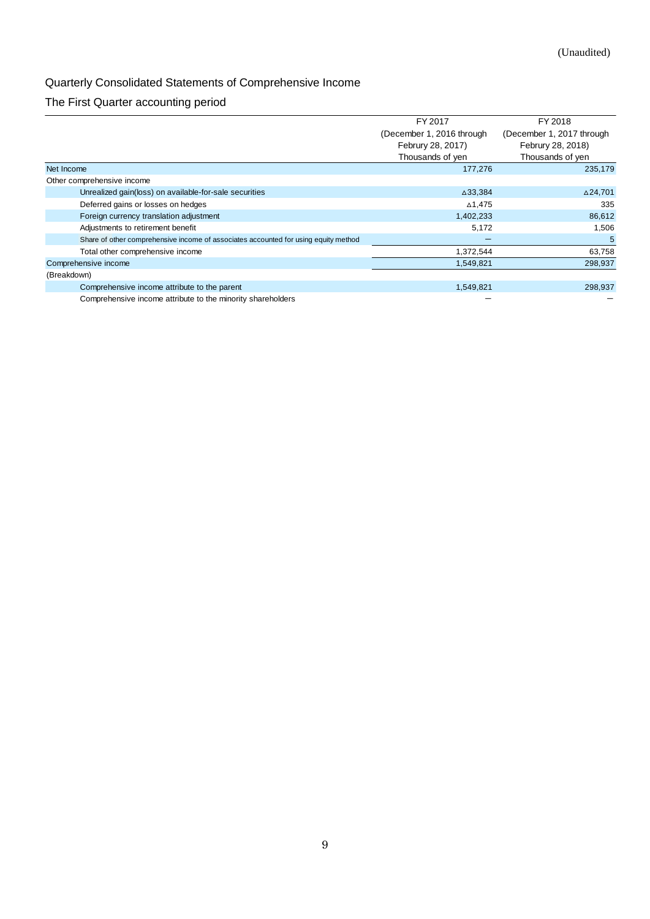(Unaudited)

## Quarterly Consolidated Statements of Comprehensive Income

### The First Quarter accounting period

| | FY 2017 (December 1, 2016 through Februry 28, 2017) Thousands of yen | FY 2018 (December 1, 2017 through Februry 28, 2018) Thousands of yen |
|---|---|---|
| Net Income | 177,276 | 235,179 |
| Other comprehensive income | | |
| Unrealized gain(loss) on available-for-sale securities | △33,384 | △24,701 |
| Deferred gains or losses on hedges | △1,475 | 335 |
| Foreign currency translation adjustment | 1,402,233 | 86,612 |
| Adjustments to retirement benefit | 5,172 | 1,506 |
| Share of other comprehensive income of associates accounted for using equity method | ― | 5 |
| Total other comprehensive income | 1,372,544 | 63,758 |
| Comprehensive income | 1,549,821 | 298,937 |
| (Breakdown) | | |
| Comprehensive income attribute to the parent | 1,549,821 | 298,937 |
| Comprehensive income attribute to the minority shareholders | ― | ― |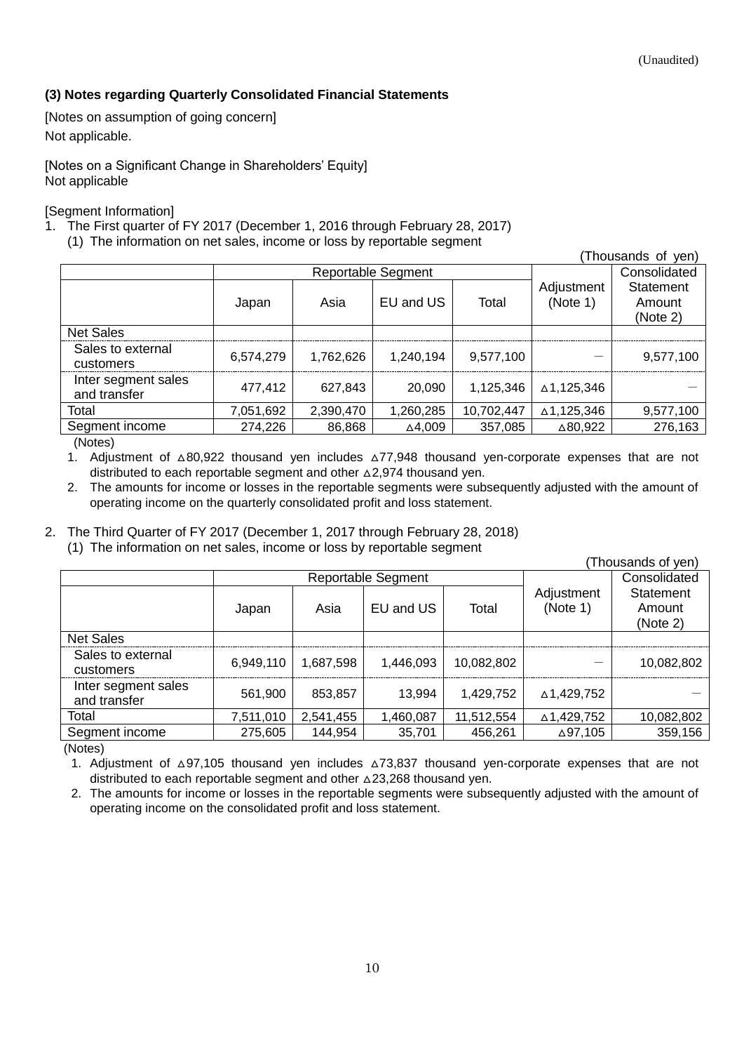(Unaudited)

### (3) Notes regarding Quarterly Consolidated Financial Statements

[Notes on assumption of going concern]
Not applicable.

[Notes on a Significant Change in Shareholders' Equity]
Not applicable

[Segment Information]

1. The First quarter of FY 2017 (December 1, 2016 through February 28, 2017)
   (1) The information on net sales, income or loss by reportable segment

(Thousands of yen)

| | Reportable Segment | | | | Adjustment (Note 1) | Consolidated Statement Amount (Note 2) |
|---|---|---|---|---|---|---|
| | Japan | Asia | EU and US | Total | | |
| Net Sales | | | | | | |
| Sales to external customers | 6,574,279 | 1,762,626 | 1,240,194 | 9,577,100 | — | 9,577,100 |
| Inter segment sales and transfer | 477,412 | 627,843 | 20,090 | 1,125,346 | △1,125,346 | — |
| Total | 7,051,692 | 2,390,470 | 1,260,285 | 10,702,447 | △1,125,346 | 9,577,100 |
| Segment income | 274,226 | 86,868 | △4,009 | 357,085 | △80,922 | 276,163 |

(Notes)

1. Adjustment of △80,922 thousand yen includes △77,948 thousand yen-corporate expenses that are not distributed to each reportable segment and other △2,974 thousand yen.
2. The amounts for income or losses in the reportable segments were subsequently adjusted with the amount of operating income on the quarterly consolidated profit and loss statement.

2. The Third Quarter of FY 2017 (December 1, 2017 through February 28, 2018)
   (1) The information on net sales, income or loss by reportable segment

(Thousands of yen)

| | Reportable Segment | | | | Adjustment (Note 1) | Consolidated Statement Amount (Note 2) |
|---|---|---|---|---|---|---|
| | Japan | Asia | EU and US | Total | | |
| Net Sales | | | | | | |
| Sales to external customers | 6,949,110 | 1,687,598 | 1,446,093 | 10,082,802 | — | 10,082,802 |
| Inter segment sales and transfer | 561,900 | 853,857 | 13,994 | 1,429,752 | △1,429,752 | — |
| Total | 7,511,010 | 2,541,455 | 1,460,087 | 11,512,554 | △1,429,752 | 10,082,802 |
| Segment income | 275,605 | 144,954 | 35,701 | 456,261 | △97,105 | 359,156 |

(Notes)

1. Adjustment of △97,105 thousand yen includes △73,837 thousand yen-corporate expenses that are not distributed to each reportable segment and other △23,268 thousand yen.
2. The amounts for income or losses in the reportable segments were subsequently adjusted with the amount of operating income on the consolidated profit and loss statement.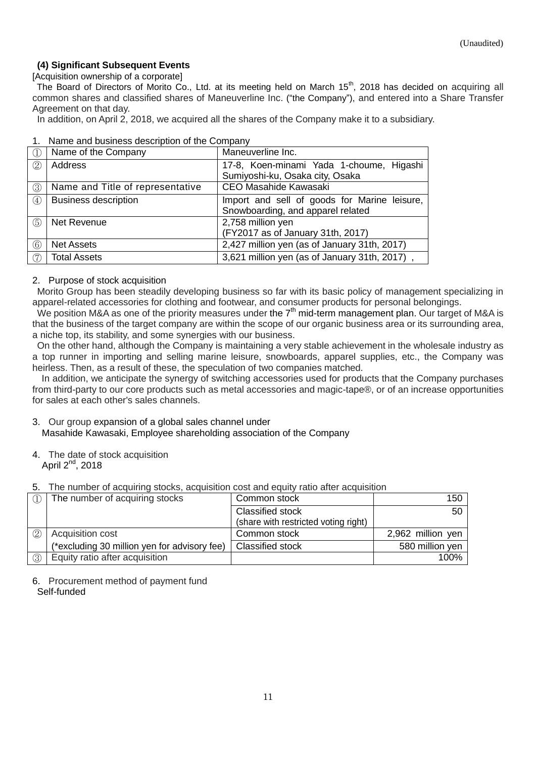(Unaudited)

### (4) Significant Subsequent Events

[Acquisition ownership of a corporate]

The Board of Directors of Morito Co., Ltd. at its meeting held on March 15th, 2018 has decided on acquiring all common shares and classified shares of Maneuverline Inc. ("the Company"), and entered into a Share Transfer Agreement on that day.

In addition, on April 2, 2018, we acquired all the shares of the Company make it to a subsidiary.

1. Name and business description of the Company

| | | |
|---|---|---|
| ① | Name of the Company | Maneuverline Inc. |
| ② | Address | 17-8, Koen-minami Yada 1-choume, Higashi Sumiyoshi-ku, Osaka city, Osaka |
| ③ | Name and Title of representative | CEO Masahide Kawasaki |
| ④ | Business description | Import and sell of goods for Marine leisure, Snowboarding, and apparel related |
| ⑤ | Net Revenue | 2,758 million yen (FY2017 as of January 31th, 2017) |
| ⑥ | Net Assets | 2,427 million yen (as of January 31th, 2017) |
| ⑦ | Total Assets | 3,621 million yen (as of January 31th, 2017) , |

2. Purpose of stock acquisition

Morito Group has been steadily developing business so far with its basic policy of management specializing in apparel-related accessories for clothing and footwear, and consumer products for personal belongings.

We position M&A as one of the priority measures under the 7th mid-term management plan. Our target of M&A is that the business of the target company are within the scope of our organic business area or its surrounding area, a niche top, its stability, and some synergies with our business.

On the other hand, although the Company is maintaining a very stable achievement in the wholesale industry as a top runner in importing and selling marine leisure, snowboards, apparel supplies, etc., the Company was heirless. Then, as a result of these, the speculation of two companies matched.

In addition, we anticipate the synergy of switching accessories used for products that the Company purchases from third-party to our core products such as metal accessories and magic-tape®, or of an increase opportunities for sales at each other's sales channels.

3. Our group expansion of a global sales channel under
   Masahide Kawasaki, Employee shareholding association of the Company

4. The date of stock acquisition
   April 2nd, 2018

5. The number of acquiring stocks, acquisition cost and equity ratio after acquisition

| | | | |
|---|---|---|---|
| ① | The number of acquiring stocks | Common stock | 150 |
| | | Classified stock (share with restricted voting right) | 50 |
| ② | Acquisition cost | Common stock | 2,962 million yen |
| | (*excluding 30 million yen for advisory fee) | Classified stock | 580 million yen |
| ③ | Equity ratio after acquisition | | 100% |

6. Procurement method of payment fund
   Self-funded